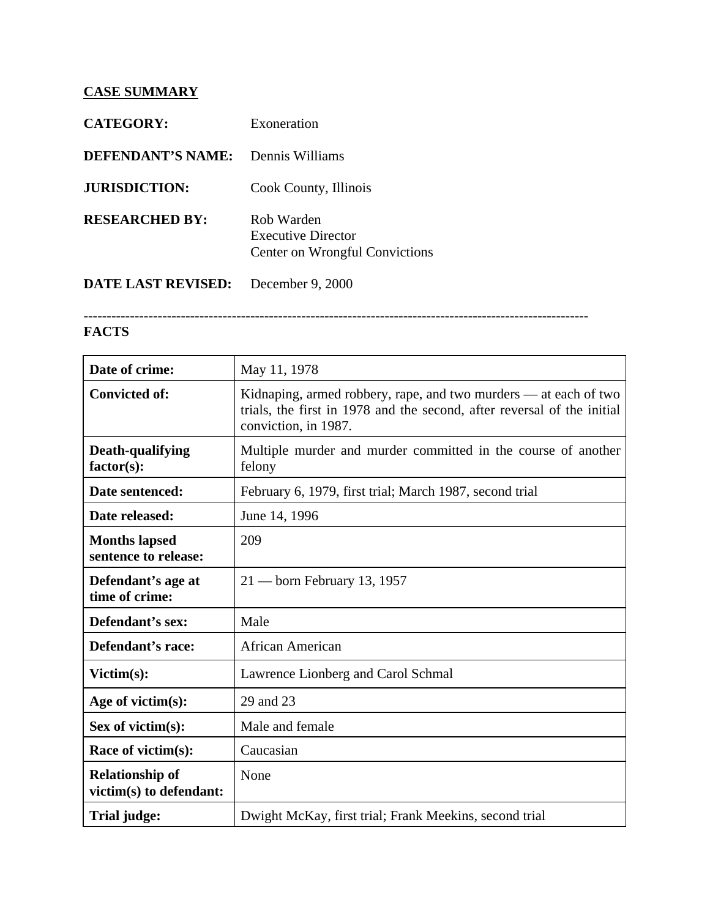**CASE SUMMARY**

**CATEGORY:** Exoneration

**DEFENDANT'S NAME:** Dennis Williams

**JURISDICTION:** Cook County, Illinois

**RESEARCHED BY:** Rob Warden
Executive Director
Center on Wrongful Convictions

**DATE LAST REVISED:** December 9, 2000

---

## FACTS

| | |
|---|---|
| **Date of crime:** | May 11, 1978 |
| **Convicted of:** | Kidnaping, armed robbery, rape, and two murders — at each of two trials, the first in 1978 and the second, after reversal of the initial conviction, in 1987. |
| **Death-qualifying factor(s):** | Multiple murder and murder committed in the course of another felony |
| **Date sentenced:** | February 6, 1979, first trial; March 1987, second trial |
| **Date released:** | June 14, 1996 |
| **Months lapsed sentence to release:** | 209 |
| **Defendant's age at time of crime:** | 21 — born February 13, 1957 |
| **Defendant's sex:** | Male |
| **Defendant's race:** | African American |
| **Victim(s):** | Lawrence Lionberg and Carol Schmal |
| **Age of victim(s):** | 29 and 23 |
| **Sex of victim(s):** | Male and female |
| **Race of victim(s):** | Caucasian |
| **Relationship of victim(s) to defendant:** | None |
| **Trial judge:** | Dwight McKay, first trial; Frank Meekins, second trial |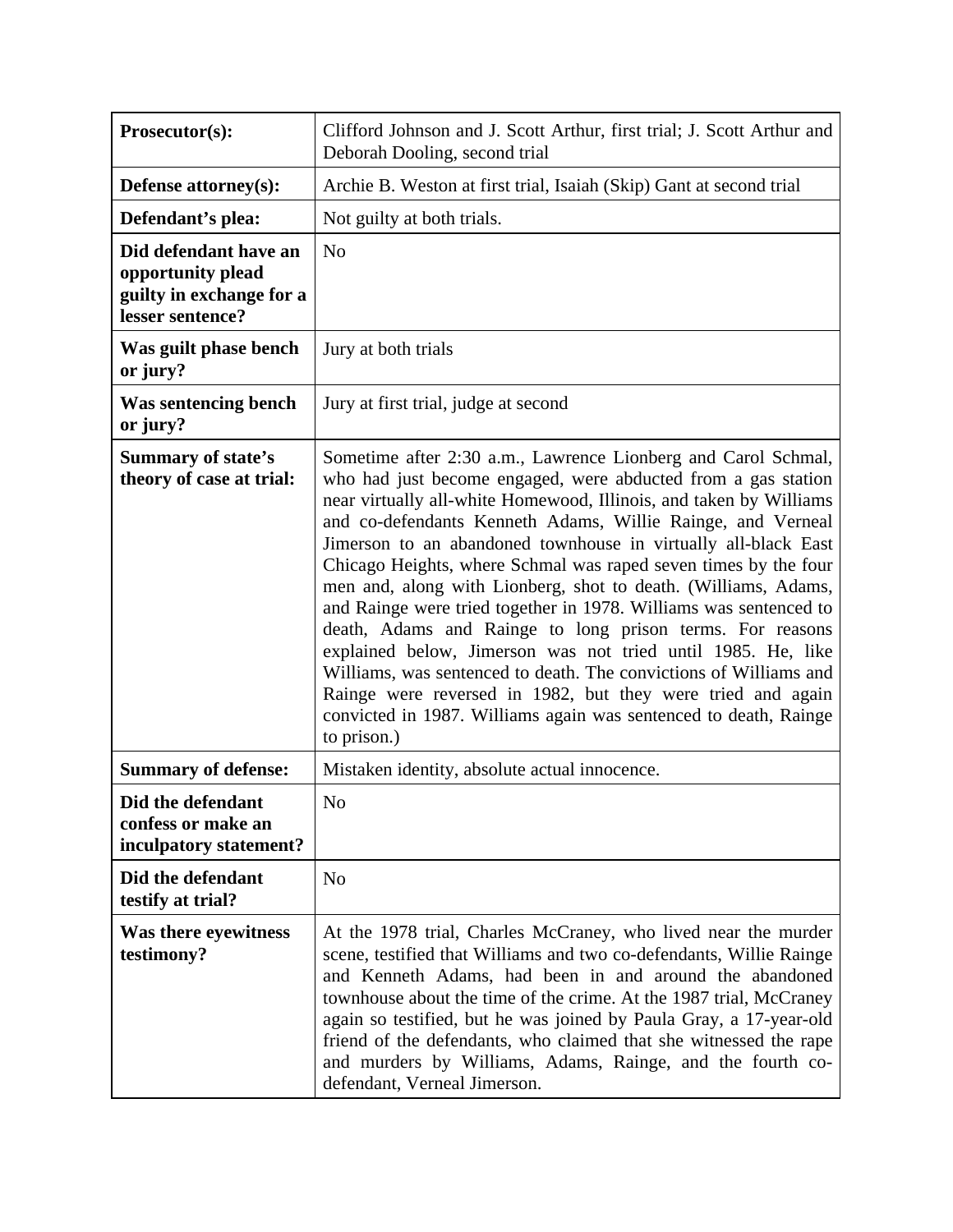| | |
|---|---|
| **Prosecutor(s):** | Clifford Johnson and J. Scott Arthur, first trial; J. Scott Arthur and Deborah Dooling, second trial |
| **Defense attorney(s):** | Archie B. Weston at first trial, Isaiah (Skip) Gant at second trial |
| **Defendant's plea:** | Not guilty at both trials. |
| **Did defendant have an opportunity plead guilty in exchange for a lesser sentence?** | No |
| **Was guilt phase bench or jury?** | Jury at both trials |
| **Was sentencing bench or jury?** | Jury at first trial, judge at second |
| **Summary of state's theory of case at trial:** | Sometime after 2:30 a.m., Lawrence Lionberg and Carol Schmal, who had just become engaged, were abducted from a gas station near virtually all-white Homewood, Illinois, and taken by Williams and co-defendants Kenneth Adams, Willie Rainge, and Verneal Jimerson to an abandoned townhouse in virtually all-black East Chicago Heights, where Schmal was raped seven times by the four men and, along with Lionberg, shot to death. (Williams, Adams, and Rainge were tried together in 1978. Williams was sentenced to death, Adams and Rainge to long prison terms. For reasons explained below, Jimerson was not tried until 1985. He, like Williams, was sentenced to death. The convictions of Williams and Rainge were reversed in 1982, but they were tried and again convicted in 1987. Williams again was sentenced to death, Rainge to prison.) |
| **Summary of defense:** | Mistaken identity, absolute actual innocence. |
| **Did the defendant confess or make an inculpatory statement?** | No |
| **Did the defendant testify at trial?** | No |
| **Was there eyewitness testimony?** | At the 1978 trial, Charles McCraney, who lived near the murder scene, testified that Williams and two co-defendants, Willie Rainge and Kenneth Adams, had been in and around the abandoned townhouse about the time of the crime. At the 1987 trial, McCraney again so testified, but he was joined by Paula Gray, a 17-year-old friend of the defendants, who claimed that she witnessed the rape and murders by Williams, Adams, Rainge, and the fourth co-defendant, Verneal Jimerson. |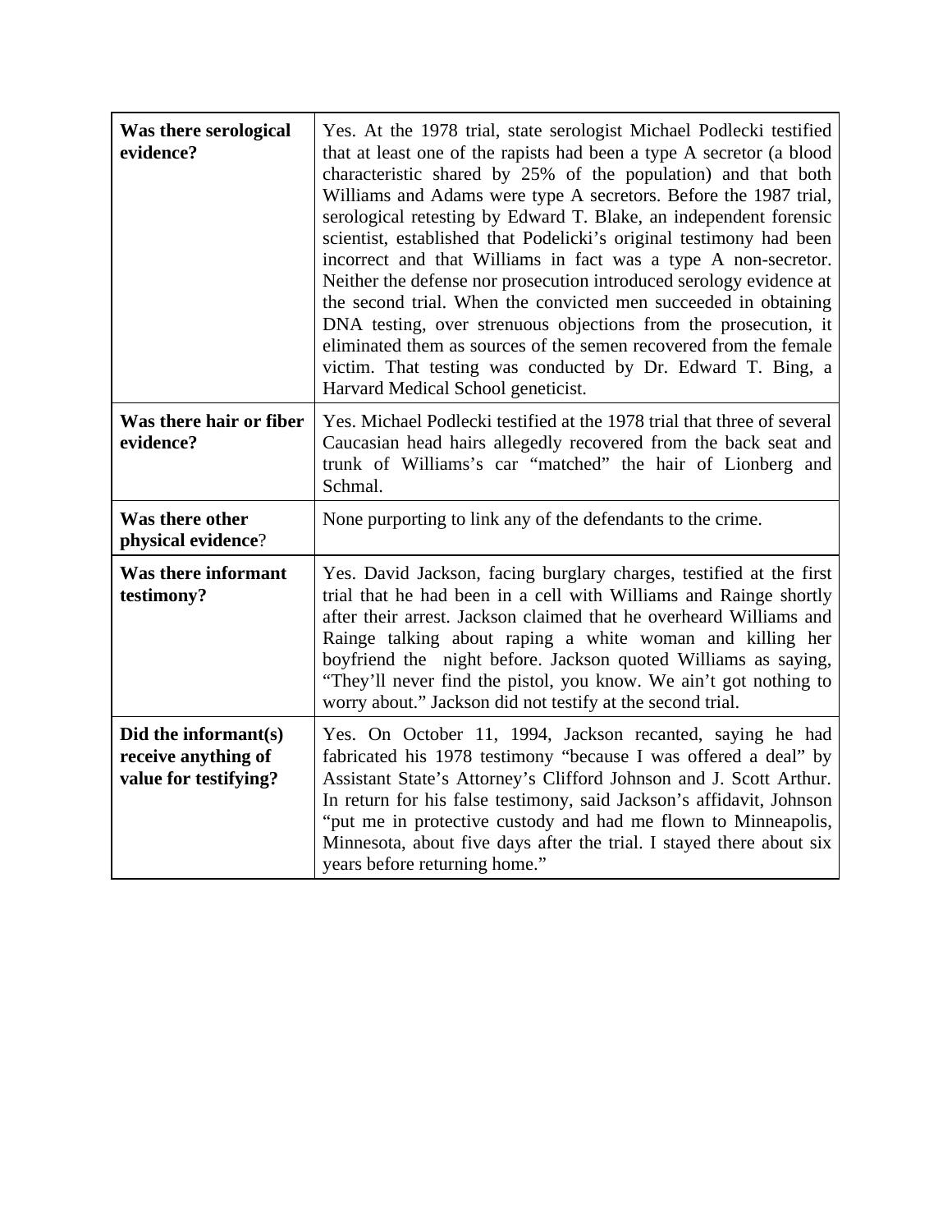| | |
|---|---|
| **Was there serological evidence?** | Yes. At the 1978 trial, state serologist Michael Podlecki testified that at least one of the rapists had been a type A secretor (a blood characteristic shared by 25% of the population) and that both Williams and Adams were type A secretors. Before the 1987 trial, serological retesting by Edward T. Blake, an independent forensic scientist, established that Podelicki's original testimony had been incorrect and that Williams in fact was a type A non-secretor. Neither the defense nor prosecution introduced serology evidence at the second trial. When the convicted men succeeded in obtaining DNA testing, over strenuous objections from the prosecution, it eliminated them as sources of the semen recovered from the female victim. That testing was conducted by Dr. Edward T. Bing, a Harvard Medical School geneticist. |
| **Was there hair or fiber evidence?** | Yes. Michael Podlecki testified at the 1978 trial that three of several Caucasian head hairs allegedly recovered from the back seat and trunk of Williams's car "matched" the hair of Lionberg and Schmal. |
| **Was there other physical evidence**? | None purporting to link any of the defendants to the crime. |
| **Was there informant testimony?** | Yes. David Jackson, facing burglary charges, testified at the first trial that he had been in a cell with Williams and Rainge shortly after their arrest. Jackson claimed that he overheard Williams and Rainge talking about raping a white woman and killing her boyfriend the night before. Jackson quoted Williams as saying, "They'll never find the pistol, you know. We ain't got nothing to worry about." Jackson did not testify at the second trial. |
| **Did the informant(s) receive anything of value for testifying?** | Yes. On October 11, 1994, Jackson recanted, saying he had fabricated his 1978 testimony "because I was offered a deal" by Assistant State's Attorney's Clifford Johnson and J. Scott Arthur. In return for his false testimony, said Jackson's affidavit, Johnson "put me in protective custody and had me flown to Minneapolis, Minnesota, about five days after the trial. I stayed there about six years before returning home." |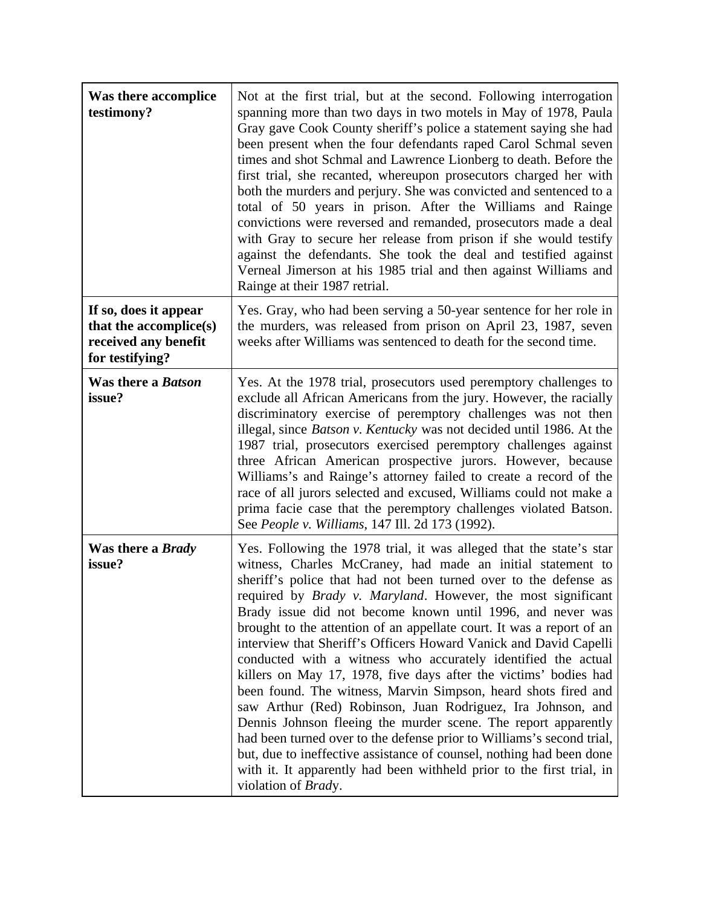| **Was there accomplice testimony?** | Not at the first trial, but at the second. Following interrogation spanning more than two days in two motels in May of 1978, Paula Gray gave Cook County sheriff's police a statement saying she had been present when the four defendants raped Carol Schmal seven times and shot Schmal and Lawrence Lionberg to death. Before the first trial, she recanted, whereupon prosecutors charged her with both the murders and perjury. She was convicted and sentenced to a total of 50 years in prison. After the Williams and Rainge convictions were reversed and remanded, prosecutors made a deal with Gray to secure her release from prison if she would testify against the defendants. She took the deal and testified against Verneal Jimerson at his 1985 trial and then against Williams and Rainge at their 1987 retrial. |
|---|---|
| **If so, does it appear that the accomplice(s) received any benefit for testifying?** | Yes. Gray, who had been serving a 50-year sentence for her role in the murders, was released from prison on April 23, 1987, seven weeks after Williams was sentenced to death for the second time. |
| **Was there a *Batson* issue?** | Yes. At the 1978 trial, prosecutors used peremptory challenges to exclude all African Americans from the jury. However, the racially discriminatory exercise of peremptory challenges was not then illegal, since *Batson v. Kentucky* was not decided until 1986. At the 1987 trial, prosecutors exercised peremptory challenges against three African American prospective jurors. However, because Williams's and Rainge's attorney failed to create a record of the race of all jurors selected and excused, Williams could not make a prima facie case that the peremptory challenges violated Batson. See *People v. Williams*, 147 Ill. 2d 173 (1992). |
| **Was there a *Brady* issue?** | Yes. Following the 1978 trial, it was alleged that the state's star witness, Charles McCraney, had made an initial statement to sheriff's police that had not been turned over to the defense as required by *Brady v. Maryland*. However, the most significant Brady issue did not become known until 1996, and never was brought to the attention of an appellate court. It was a report of an interview that Sheriff's Officers Howard Vanick and David Capelli conducted with a witness who accurately identified the actual killers on May 17, 1978, five days after the victims' bodies had been found. The witness, Marvin Simpson, heard shots fired and saw Arthur (Red) Robinson, Juan Rodriguez, Ira Johnson, and Dennis Johnson fleeing the murder scene. The report apparently had been turned over to the defense prior to Williams's second trial, but, due to ineffective assistance of counsel, nothing had been done with it. It apparently had been withheld prior to the first trial, in violation of *Brady*. |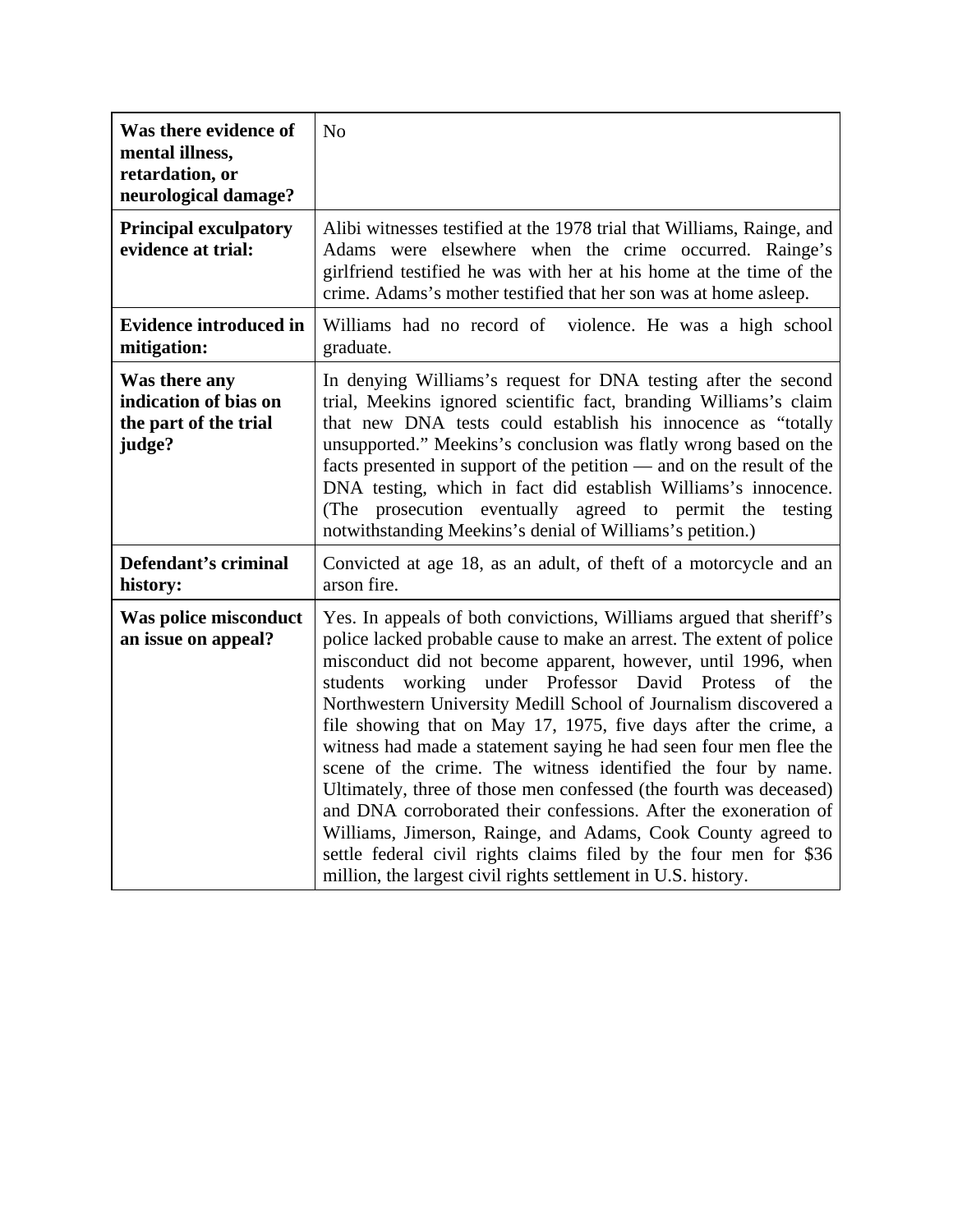| | |
|---|---|
| **Was there evidence of mental illness, retardation, or neurological damage?** | No |
| **Principal exculpatory evidence at trial:** | Alibi witnesses testified at the 1978 trial that Williams, Rainge, and Adams were elsewhere when the crime occurred. Rainge's girlfriend testified he was with her at his home at the time of the crime. Adams's mother testified that her son was at home asleep. |
| **Evidence introduced in mitigation:** | Williams had no record of violence. He was a high school graduate. |
| **Was there any indication of bias on the part of the trial judge?** | In denying Williams's request for DNA testing after the second trial, Meekins ignored scientific fact, branding Williams's claim that new DNA tests could establish his innocence as "totally unsupported." Meekins's conclusion was flatly wrong based on the facts presented in support of the petition — and on the result of the DNA testing, which in fact did establish Williams's innocence. (The prosecution eventually agreed to permit the testing notwithstanding Meekins's denial of Williams's petition.) |
| **Defendant's criminal history:** | Convicted at age 18, as an adult, of theft of a motorcycle and an arson fire. |
| **Was police misconduct an issue on appeal?** | Yes. In appeals of both convictions, Williams argued that sheriff's police lacked probable cause to make an arrest. The extent of police misconduct did not become apparent, however, until 1996, when students working under Professor David Protess of the Northwestern University Medill School of Journalism discovered a file showing that on May 17, 1975, five days after the crime, a witness had made a statement saying he had seen four men flee the scene of the crime. The witness identified the four by name. Ultimately, three of those men confessed (the fourth was deceased) and DNA corroborated their confessions. After the exoneration of Williams, Jimerson, Rainge, and Adams, Cook County agreed to settle federal civil rights claims filed by the four men for $36 million, the largest civil rights settlement in U.S. history. |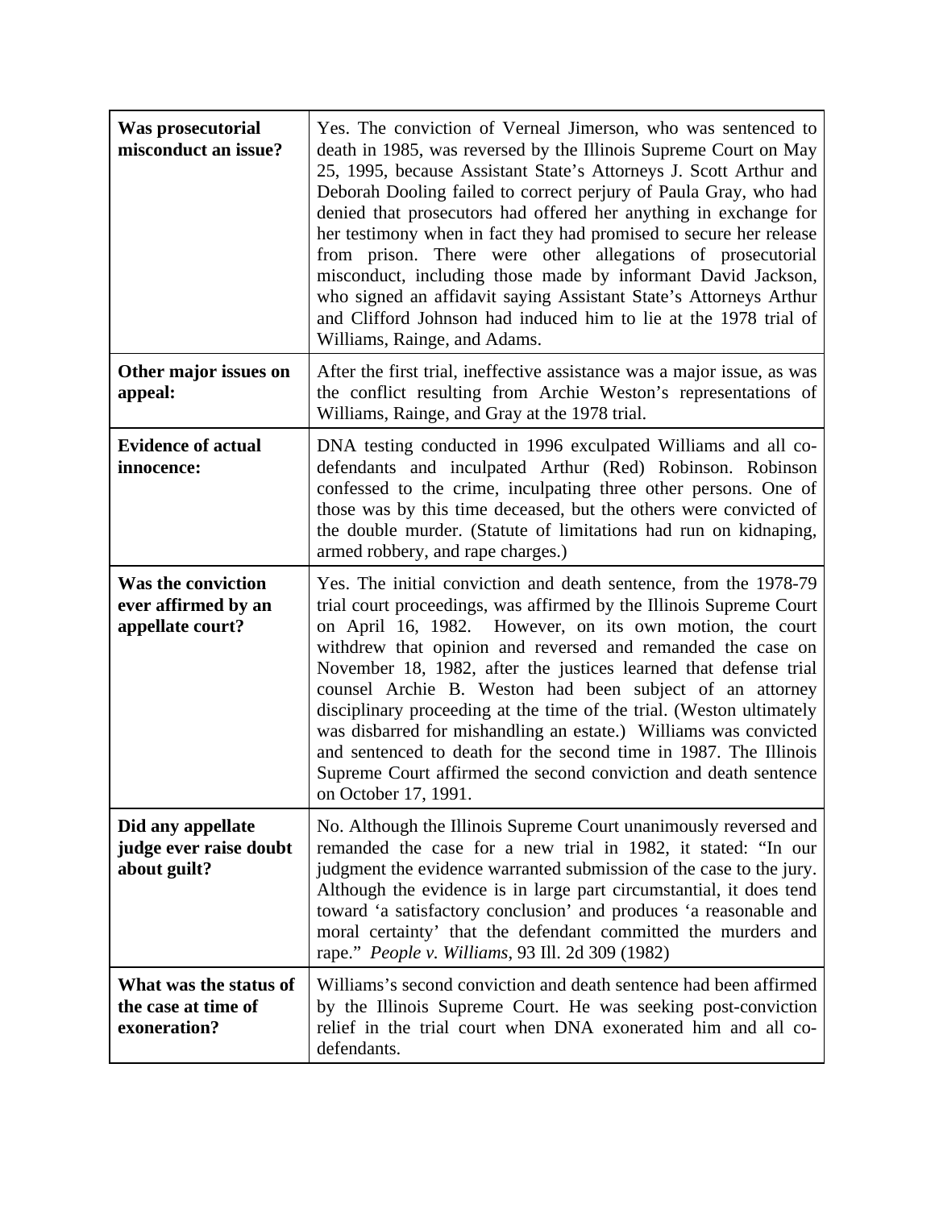| | |
|---|---|
| **Was prosecutorial misconduct an issue?** | Yes. The conviction of Verneal Jimerson, who was sentenced to death in 1985, was reversed by the Illinois Supreme Court on May 25, 1995, because Assistant State's Attorneys J. Scott Arthur and Deborah Dooling failed to correct perjury of Paula Gray, who had denied that prosecutors had offered her anything in exchange for her testimony when in fact they had promised to secure her release from prison. There were other allegations of prosecutorial misconduct, including those made by informant David Jackson, who signed an affidavit saying Assistant State's Attorneys Arthur and Clifford Johnson had induced him to lie at the 1978 trial of Williams, Rainge, and Adams. |
| **Other major issues on appeal:** | After the first trial, ineffective assistance was a major issue, as was the conflict resulting from Archie Weston's representations of Williams, Rainge, and Gray at the 1978 trial. |
| **Evidence of actual innocence:** | DNA testing conducted in 1996 exculpated Williams and all co-defendants and inculpated Arthur (Red) Robinson. Robinson confessed to the crime, inculpating three other persons. One of those was by this time deceased, but the others were convicted of the double murder. (Statute of limitations had run on kidnaping, armed robbery, and rape charges.) |
| **Was the conviction ever affirmed by an appellate court?** | Yes. The initial conviction and death sentence, from the 1978-79 trial court proceedings, was affirmed by the Illinois Supreme Court on April 16, 1982. However, on its own motion, the court withdrew that opinion and reversed and remanded the case on November 18, 1982, after the justices learned that defense trial counsel Archie B. Weston had been subject of an attorney disciplinary proceeding at the time of the trial. (Weston ultimately was disbarred for mishandling an estate.) Williams was convicted and sentenced to death for the second time in 1987. The Illinois Supreme Court affirmed the second conviction and death sentence on October 17, 1991. |
| **Did any appellate judge ever raise doubt about guilt?** | No. Although the Illinois Supreme Court unanimously reversed and remanded the case for a new trial in 1982, it stated: "In our judgment the evidence warranted submission of the case to the jury. Although the evidence is in large part circumstantial, it does tend toward 'a satisfactory conclusion' and produces 'a reasonable and moral certainty' that the defendant committed the murders and rape." *People v. Williams*, 93 Ill. 2d 309 (1982) |
| **What was the status of the case at time of exoneration?** | Williams's second conviction and death sentence had been affirmed by the Illinois Supreme Court. He was seeking post-conviction relief in the trial court when DNA exonerated him and all co-defendants. |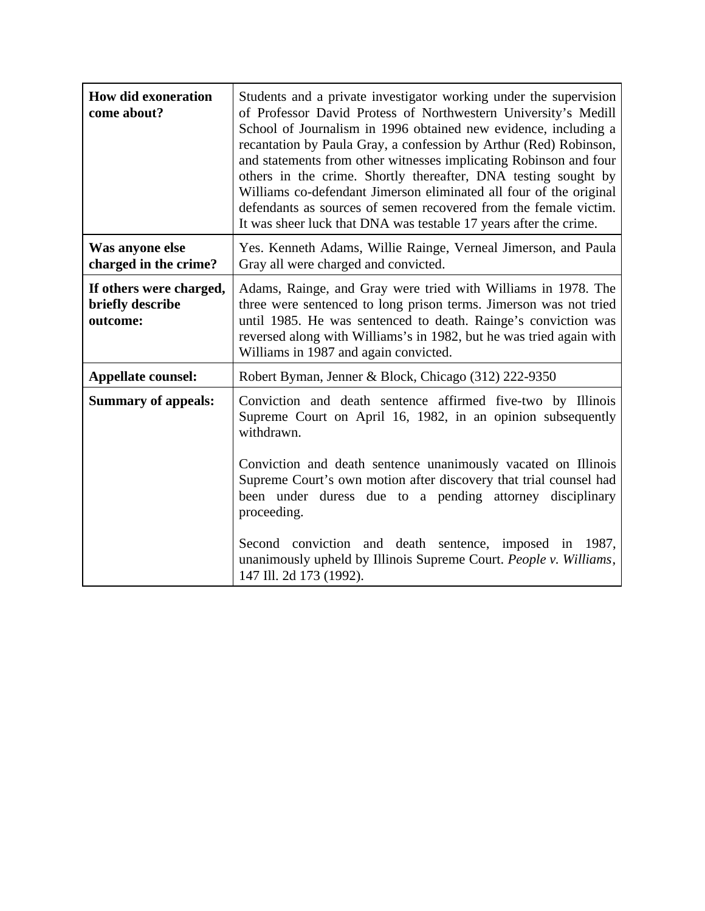| | |
|---|---|
| **How did exoneration come about?** | Students and a private investigator working under the supervision of Professor David Protess of Northwestern University's Medill School of Journalism in 1996 obtained new evidence, including a recantation by Paula Gray, a confession by Arthur (Red) Robinson, and statements from other witnesses implicating Robinson and four others in the crime. Shortly thereafter, DNA testing sought by Williams co-defendant Jimerson eliminated all four of the original defendants as sources of semen recovered from the female victim. It was sheer luck that DNA was testable 17 years after the crime. |
| **Was anyone else charged in the crime?** | Yes. Kenneth Adams, Willie Rainge, Verneal Jimerson, and Paula Gray all were charged and convicted. |
| **If others were charged, briefly describe outcome:** | Adams, Rainge, and Gray were tried with Williams in 1978. The three were sentenced to long prison terms. Jimerson was not tried until 1985. He was sentenced to death. Rainge's conviction was reversed along with Williams's in 1982, but he was tried again with Williams in 1987 and again convicted. |
| **Appellate counsel:** | Robert Byman, Jenner & Block, Chicago (312) 222-9350 |
| **Summary of appeals:** | Conviction and death sentence affirmed five-two by Illinois Supreme Court on April 16, 1982, in an opinion subsequently withdrawn.<br><br>Conviction and death sentence unanimously vacated on Illinois Supreme Court's own motion after discovery that trial counsel had been under duress due to a pending attorney disciplinary proceeding.<br><br>Second conviction and death sentence, imposed in 1987, unanimously upheld by Illinois Supreme Court. *People v. Williams*, 147 Ill. 2d 173 (1992). |